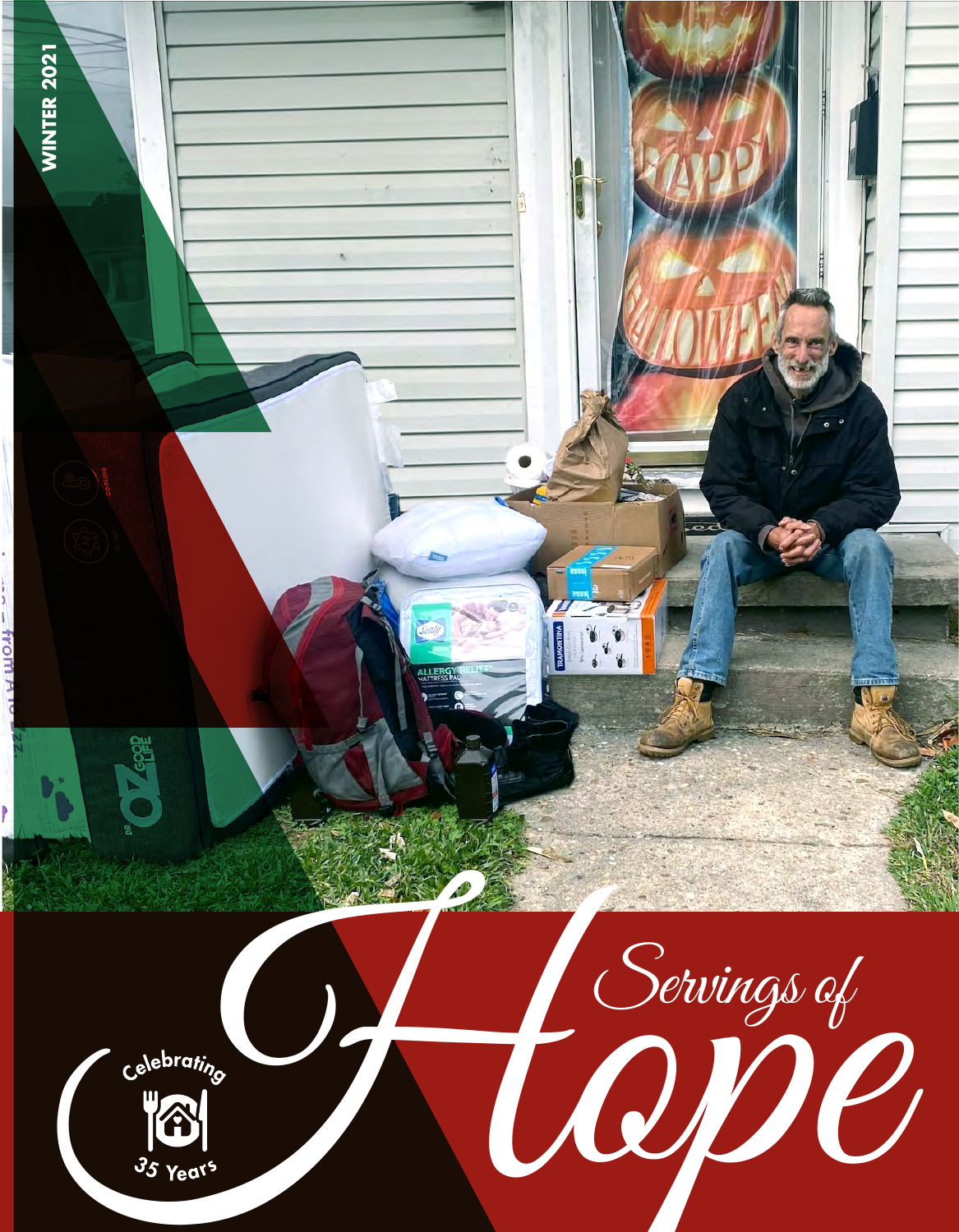WINTER 2021

# Servings of Hope

Celebrating 35 Years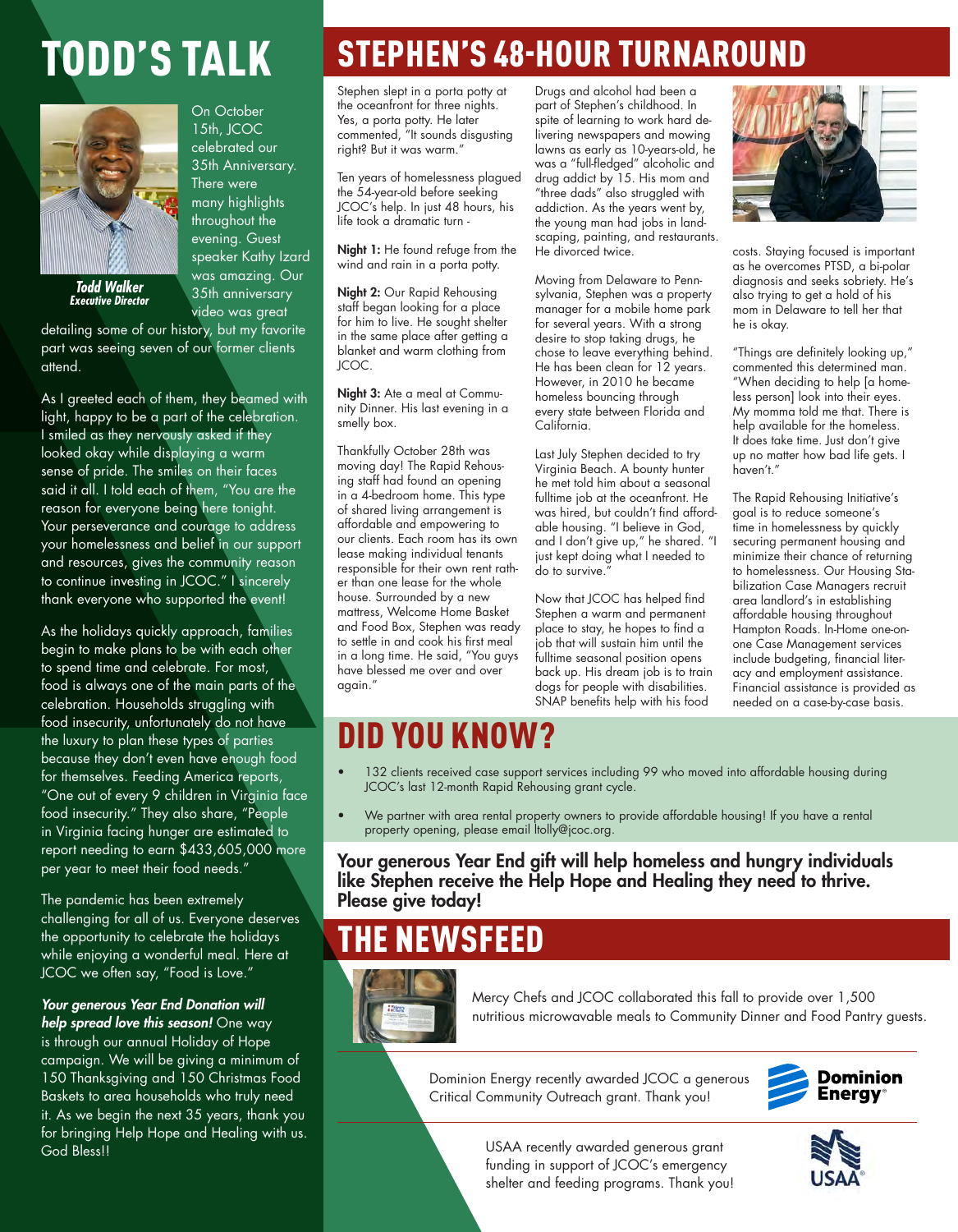# TODD'S TALK

*Todd Walker*
*Executive Director*

On October 15th, JCOC celebrated our 35th Anniversary. There were many highlights throughout the evening. Guest speaker Kathy Izard was amazing. Our 35th anniversary video was great detailing some of our history, but my favorite part was seeing seven of our former clients attend.

As I greeted each of them, they beamed with light, happy to be a part of the celebration. I smiled as they nervously asked if they looked okay while displaying a warm sense of pride. The smiles on their faces said it all. I told each of them, "You are the reason for everyone being here tonight. Your perseverance and courage to address your homelessness and belief in our support and resources, gives the community reason to continue investing in JCOC." I sincerely thank everyone who supported the event!

As the holidays quickly approach, families begin to make plans to be with each other to spend time and celebrate. For most, food is always one of the main parts of the celebration. Households struggling with food insecurity, unfortunately do not have the luxury to plan these types of parties because they don't even have enough food for themselves. Feeding America reports, "One out of every 9 children in Virginia face food insecurity." They also share, "People in Virginia facing hunger are estimated to report needing to earn $433,605,000 more per year to meet their food needs."

The pandemic has been extremely challenging for all of us. Everyone deserves the opportunity to celebrate the holidays while enjoying a wonderful meal. Here at JCOC we often say, "Food is Love."

***Your generous Year End Donation will help spread love this season!*** One way is through our annual Holiday of Hope campaign. We will be giving a minimum of 150 Thanksgiving and 150 Christmas Food Baskets to area households who truly need it. As we begin the next 35 years, thank you for bringing Help Hope and Healing with us. God Bless!!

# STEPHEN'S 48-HOUR TURNAROUND

Stephen slept in a porta potty at the oceanfront for three nights. Yes, a porta potty. He later commented, "It sounds disgusting right? But it was warm."

Ten years of homelessness plagued the 54-year-old before seeking JCOC's help. In just 48 hours, his life took a dramatic turn -

**Night 1:** He found refuge from the wind and rain in a porta potty.

**Night 2:** Our Rapid Rehousing staff began looking for a place for him to live. He sought shelter in the same place after getting a blanket and warm clothing from JCOC.

**Night 3:** Ate a meal at Community Dinner. His last evening in a smelly box.

Thankfully October 28th was moving day! The Rapid Rehousing staff had found an opening in a 4-bedroom home. This type of shared living arrangement is affordable and empowering to our clients. Each room has its own lease making individual tenants responsible for their own rent rather than one lease for the whole house. Surrounded by a new mattress, Welcome Home Basket and Food Box, Stephen was ready to settle in and cook his first meal in a long time. He said, "You guys have blessed me over and over again."

Drugs and alcohol had been a part of Stephen's childhood. In spite of learning to work hard delivering newspapers and mowing lawns as early as 10-years-old, he was a "full-fledged" alcoholic and drug addict by 15. His mom and "three dads" also struggled with addiction. As the years went by, the young man had jobs in landscaping, painting, and restaurants. He divorced twice.

Moving from Delaware to Pennsylvania, Stephen was a property manager for a mobile home park for several years. With a strong desire to stop taking drugs, he chose to leave everything behind. He has been clean for 12 years. However, in 2010 he became homeless bouncing through every state between Florida and California.

Last July Stephen decided to try Virginia Beach. A bounty hunter he met told him about a seasonal fulltime job at the oceanfront. He was hired, but couldn't find affordable housing. "I believe in God, and I don't give up," he shared. "I just kept doing what I needed to do to survive."

Now that JCOC has helped find Stephen a warm and permanent place to stay, he hopes to find a job that will sustain him until the fulltime seasonal position opens back up. His dream job is to train dogs for people with disabilities. SNAP benefits help with his food costs. Staying focused is important as he overcomes PTSD, a bi-polar diagnosis and seeks sobriety. He's also trying to get a hold of his mom in Delaware to tell her that he is okay.

"Things are definitely looking up," commented this determined man. "When deciding to help [a homeless person] look into their eyes. My momma told me that. There is help available for the homeless. It does take time. Just don't give up no matter how bad life gets. I haven't."

The Rapid Rehousing Initiative's goal is to reduce someone's time in homelessness by quickly securing permanent housing and minimize their chance of returning to homelessness. Our Housing Stabilization Case Managers recruit area landlord's in establishing affordable housing throughout Hampton Roads. In-Home one-on-one Case Management services include budgeting, financial literacy and employment assistance. Financial assistance is provided as needed on a case-by-case basis.

# DID YOU KNOW?

- 132 clients received case support services including 99 who moved into affordable housing during JCOC's last 12-month Rapid Rehousing grant cycle.
- We partner with area rental property owners to provide affordable housing! If you have a rental property opening, please email ltolly@jcoc.org.

**Your generous Year End gift will help homeless and hungry individuals like Stephen receive the Help Hope and Healing they need to thrive. Please give today!**

# THE NEWSFEED

Mercy Chefs and JCOC collaborated this fall to provide over 1,500 nutritious microwavable meals to Community Dinner and Food Pantry guests.

Dominion Energy recently awarded JCOC a generous Critical Community Outreach grant. Thank you!

USAA recently awarded generous grant funding in support of JCOC's emergency shelter and feeding programs. Thank you!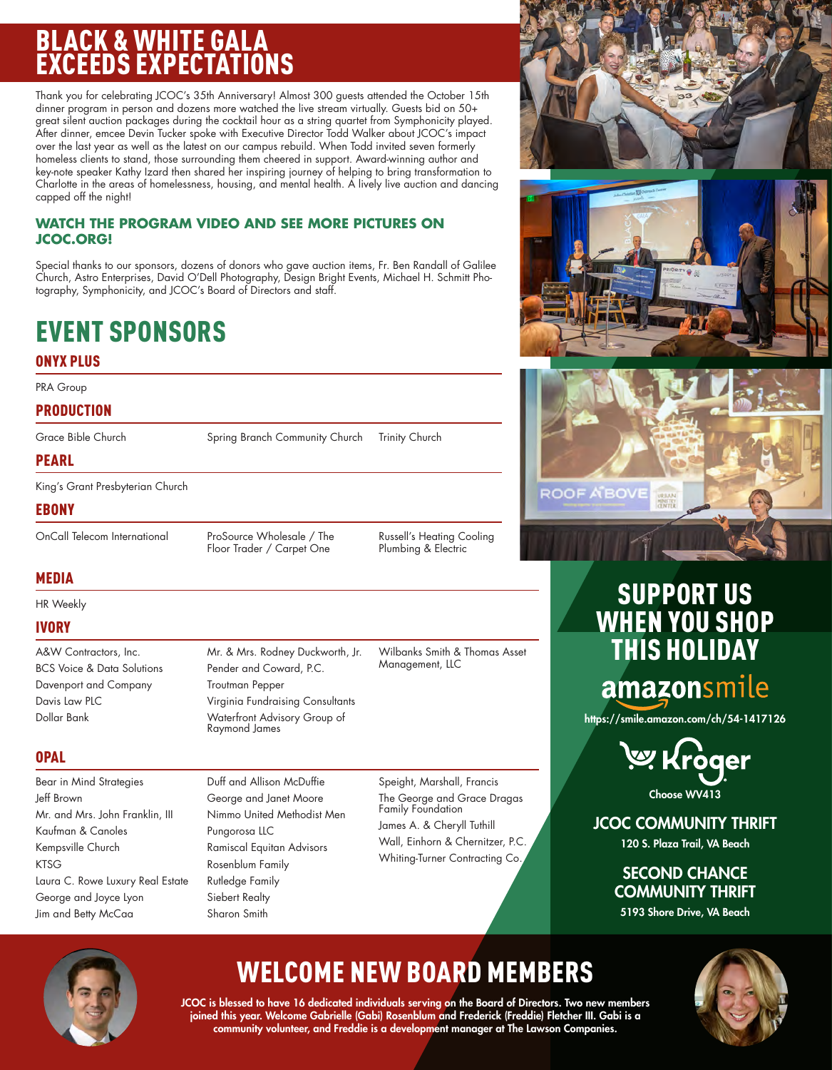# BLACK & WHITE GALA EXCEEDS EXPECTATIONS

Thank you for celebrating JCOC's 35th Anniversary! Almost 300 guests attended the October 15th dinner program in person and dozens more watched the live stream virtually. Guests bid on 50+ great silent auction packages during the cocktail hour as a string quartet from Symphonicity played. After dinner, emcee Devin Tucker spoke with Executive Director Todd Walker about JCOC's impact over the last year as well as the latest on our campus rebuild. When Todd invited seven formerly homeless clients to stand, those surrounding them cheered in support. Award-winning author and key-note speaker Kathy Izard then shared her inspiring journey of helping to bring transformation to Charlotte in the areas of homelessness, housing, and mental health. A lively live auction and dancing capped off the night!

**WATCH THE PROGRAM VIDEO AND SEE MORE PICTURES ON JCOC.ORG!**

Special thanks to our sponsors, dozens of donors who gave auction items, Fr. Ben Randall of Galilee Church, Astro Enterprises, David O'Dell Photography, Design Bright Events, Michael H. Schmitt Photography, Symphonicity, and JCOC's Board of Directors and staff.

## EVENT SPONSORS

### ONYX PLUS

PRA Group

### PRODUCTION

Grace Bible Church
Spring Branch Community Church
Trinity Church

### PEARL

King's Grant Presbyterian Church

### EBONY

OnCall Telecom International
ProSource Wholesale / The Floor Trader / Carpet One
Russell's Heating Cooling Plumbing & Electric

### MEDIA

HR Weekly

### IVORY

A&W Contractors, Inc.
BCS Voice & Data Solutions
Davenport and Company
Davis Law PLC
Dollar Bank
Mr. & Mrs. Rodney Duckworth, Jr.
Pender and Coward, P.C.
Troutman Pepper
Virginia Fundraising Consultants
Waterfront Advisory Group of Raymond James
Wilbanks Smith & Thomas Asset Management, LLC

### OPAL

Bear in Mind Strategies
Jeff Brown
Mr. and Mrs. John Franklin, III
Kaufman & Canoles
Kempsville Church
KTSG
Laura C. Rowe Luxury Real Estate
George and Joyce Lyon
Jim and Betty McCaa
Duff and Allison McDuffie
George and Janet Moore
Nimmo United Methodist Men
Pungorosa LLC
Ramiscal Equitan Advisors
Rosenblum Family
Rutledge Family
Siebert Realty
Sharon Smith
Speight, Marshall, Francis
The George and Grace Dragas Family Foundation
James A. & Cheryll Tuthill
Wall, Einhorn & Chernitzer, P.C.
Whiting-Turner Contracting Co.

## SUPPORT US WHEN YOU SHOP THIS HOLIDAY

amazonsmile
https://smile.amazon.com/ch/54-1417126

Kroger
Choose WV413

**JCOC COMMUNITY THRIFT**
120 S. Plaza Trail, VA Beach

**SECOND CHANCE COMMUNITY THRIFT**
5193 Shore Drive, VA Beach

## WELCOME NEW BOARD MEMBERS

**JCOC is blessed to have 16 dedicated individuals serving on the Board of Directors. Two new members joined this year. Welcome Gabrielle (Gabi) Rosenblum and Frederick (Freddie) Fletcher III. Gabi is a community volunteer, and Freddie is a development manager at The Lawson Companies.**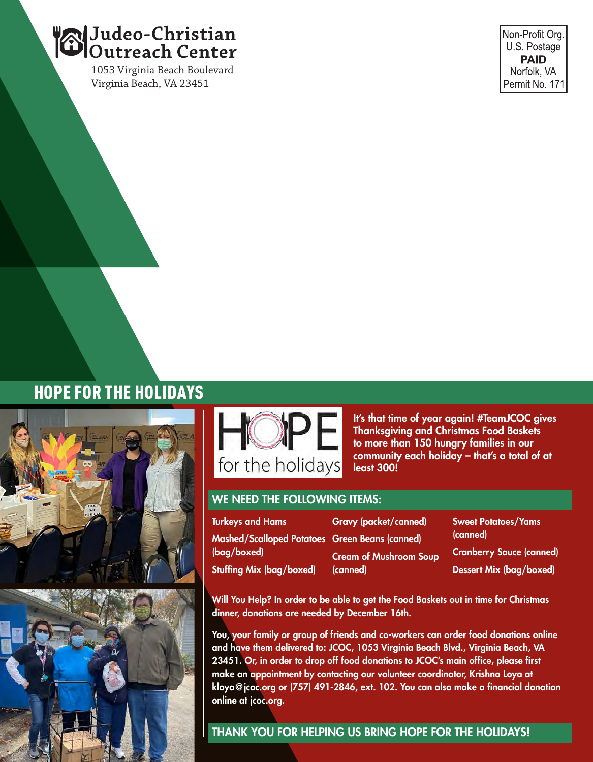# Judeo-Christian Outreach Center

1053 Virginia Beach Boulevard
Virginia Beach, VA 23451

Non-Profit Org.
U.S. Postage
**PAID**
Norfolk, VA
Permit No. 171

## HOPE FOR THE HOLIDAYS

HOPE for the holidays

**It's that time of year again! #TeamJCOC gives Thanksgiving and Christmas Food Baskets to more than 150 hungry families in our community each holiday – that's a total of at least 300!**

### WE NEED THE FOLLOWING ITEMS:

- Turkeys and Hams
- Mashed/Scalloped Potatoes (bag/boxed)
- Stuffing Mix (bag/boxed)
- Gravy (packet/canned)
- Green Beans (canned)
- Cream of Mushroom Soup (canned)
- Sweet Potatoes/Yams (canned)
- Cranberry Sauce (canned)
- Dessert Mix (bag/boxed)

**Will You Help? In order to be able to get the Food Baskets out in time for Christmas dinner, donations are needed by December 16th.**

**You, your family or group of friends and co-workers can order food donations online and have them delivered to: JCOC, 1053 Virginia Beach Blvd., Virginia Beach, VA 23451. Or, in order to drop off food donations to JCOC's main office, please first make an appointment by contacting our volunteer coordinator, Krishna Loya at kloya@jcoc.org or (757) 491-2846, ext. 102. You can also make a financial donation online at jcoc.org.**

### THANK YOU FOR HELPING US BRING HOPE FOR THE HOLIDAYS!